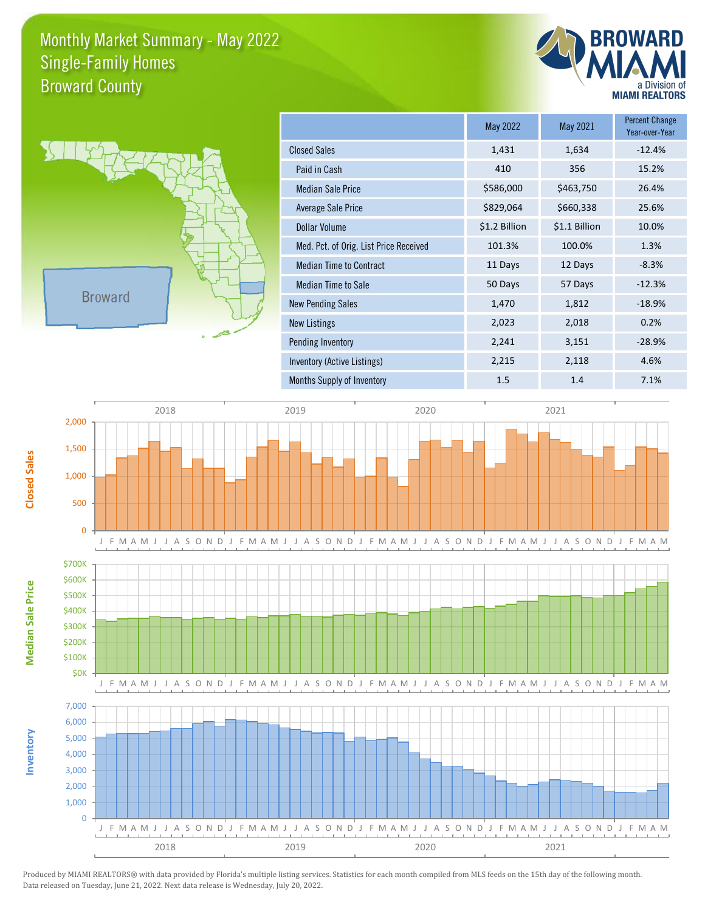# Monthly Market Summary - May 2022
## Single-Family Homes
## Broward County

BROWARD MIAMI a Division of MIAMI REALTORS

Broward

| | May 2022 | May 2021 | Percent Change Year-over-Year |
|---|---|---|---|
| Closed Sales | 1,431 | 1,634 | -12.4% |
| Paid in Cash | 410 | 356 | 15.2% |
| Median Sale Price | $586,000 | $463,750 | 26.4% |
| Average Sale Price | $829,064 | $660,338 | 25.6% |
| Dollar Volume | $1.2 Billion | $1.1 Billion | 10.0% |
| Med. Pct. of Orig. List Price Received | 101.3% | 100.0% | 1.3% |
| Median Time to Contract | 11 Days | 12 Days | -8.3% |
| Median Time to Sale | 50 Days | 57 Days | -12.3% |
| New Pending Sales | 1,470 | 1,812 | -18.9% |
| New Listings | 2,023 | 2,018 | 0.2% |
| Pending Inventory | 2,241 | 3,151 | -28.9% |
| Inventory (Active Listings) | 2,215 | 2,118 | 4.6% |
| Months Supply of Inventory | 1.5 | 1.4 | 7.1% |

Produced by MIAMI REALTORS® with data provided by Florida's multiple listing services. Statistics for each month compiled from MLS feeds on the 15th day of the following month. Data released on Tuesday, June 21, 2022. Next data release is Wednesday, July 20, 2022.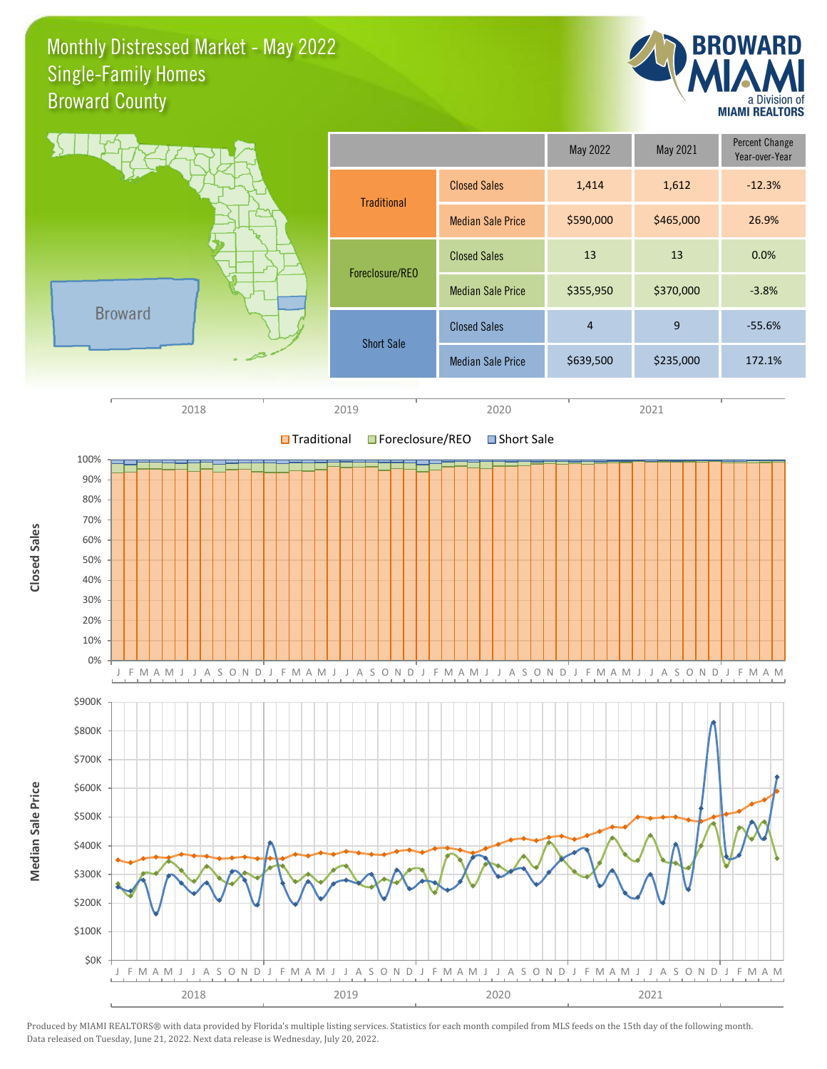# Monthly Distressed Market - May 2022
## Single-Family Homes
## Broward County

BROWARD MIAMI a Division of MIAMI REALTORS

Broward

| | | May 2022 | May 2021 | Percent Change Year-over-Year |
|---|---|---|---|---|
| Traditional | Closed Sales | 1,414 | 1,612 | -12.3% |
| | Median Sale Price | $590,000 | $465,000 | 26.9% |
| Foreclosure/REO | Closed Sales | 13 | 13 | 0.0% |
| | Median Sale Price | $355,950 | $370,000 | -3.8% |
| Short Sale | Closed Sales | 4 | 9 | -55.6% |
| | Median Sale Price | $639,500 | $235,000 | 172.1% |

2018 2019 2020 2021

Traditional Foreclosure/REO Short Sale

Closed Sales

100% 90% 80% 70% 60% 50% 40% 30% 20% 10% 0%

J F M A M J J A S O N D J F M A M J J A S O N D J F M A M J J A S O N D J F M A M J J A S O N D J F M A M

Median Sale Price

$900K $800K $700K $600K $500K $400K $300K $200K $100K $0K

J F M A M J J A S O N D J F M A M J J A S O N D J F M A M J J A S O N D J F M A M J J A S O N D J F M A M

2018 2019 2020 2021

Produced by MIAMI REALTORS® with data provided by Florida's multiple listing services. Statistics for each month compiled from MLS feeds on the 15th day of the following month. Data released on Tuesday, June 21, 2022. Next data release is Wednesday, July 20, 2022.